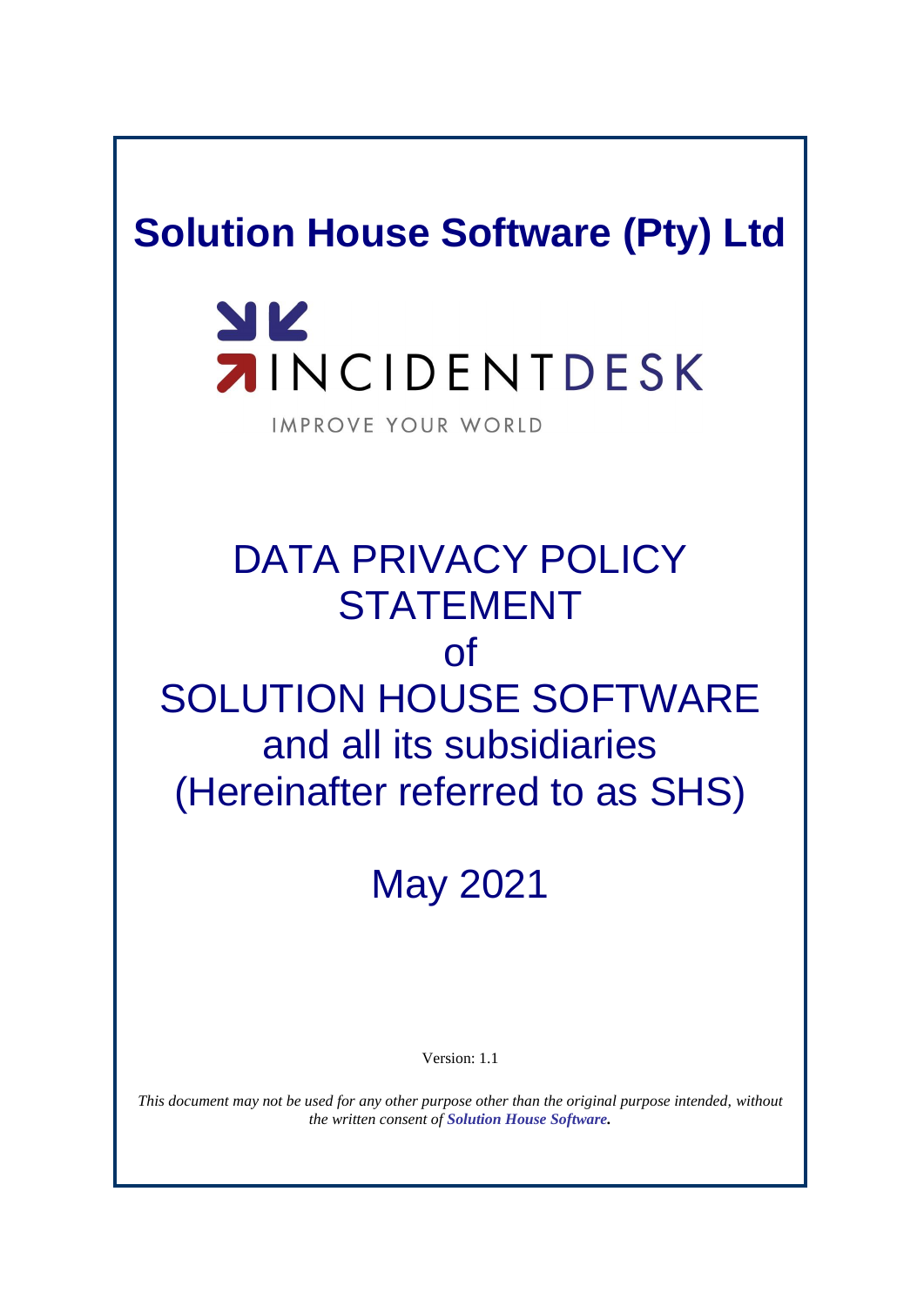# Solution House Software (Pty) Ltd

INCIDENTDESK

IMPROVE YOUR WORLD

## DATA PRIVACY POLICY STATEMENT of SOLUTION HOUSE SOFTWARE and all its subsidiaries (Hereinafter referred to as SHS)

## May 2021

Version: 1.1

*This document may not be used for any other purpose other than the original purpose intended, without the written consent of **Solution House Software.***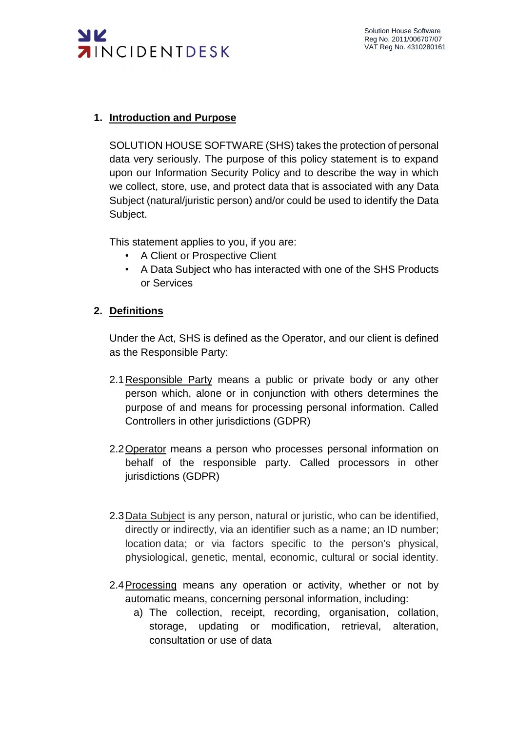## 1. Introduction and Purpose

SOLUTION HOUSE SOFTWARE (SHS) takes the protection of personal data very seriously. The purpose of this policy statement is to expand upon our Information Security Policy and to describe the way in which we collect, store, use, and protect data that is associated with any Data Subject (natural/juristic person) and/or could be used to identify the Data Subject.

This statement applies to you, if you are:

- A Client or Prospective Client
- A Data Subject who has interacted with one of the SHS Products or Services

## 2. Definitions

Under the Act, SHS is defined as the Operator, and our client is defined as the Responsible Party:

2.1 Responsible Party means a public or private body or any other person which, alone or in conjunction with others determines the purpose of and means for processing personal information. Called Controllers in other jurisdictions (GDPR)

2.2 Operator means a person who processes personal information on behalf of the responsible party. Called processors in other jurisdictions (GDPR)

2.3 Data Subject is any person, natural or juristic, who can be identified, directly or indirectly, via an identifier such as a name; an ID number; location data; or via factors specific to the person's physical, physiological, genetic, mental, economic, cultural or social identity.

2.4 Processing means any operation or activity, whether or not by automatic means, concerning personal information, including:

a) The collection, receipt, recording, organisation, collation, storage, updating or modification, retrieval, alteration, consultation or use of data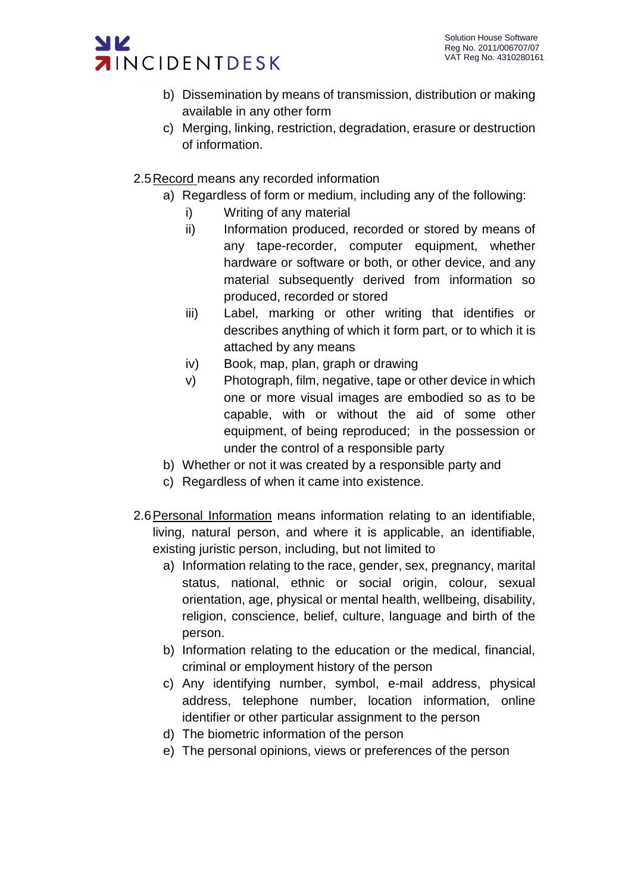b) Dissemination by means of transmission, distribution or making available in any other form
c) Merging, linking, restriction, degradation, erasure or destruction of information.

2.5 Record means any recorded information

a) Regardless of form or medium, including any of the following:
   i) Writing of any material
   ii) Information produced, recorded or stored by means of any tape-recorder, computer equipment, whether hardware or software or both, or other device, and any material subsequently derived from information so produced, recorded or stored
   iii) Label, marking or other writing that identifies or describes anything of which it form part, or to which it is attached by any means
   iv) Book, map, plan, graph or drawing
   v) Photograph, film, negative, tape or other device in which one or more visual images are embodied so as to be capable, with or without the aid of some other equipment, of being reproduced; in the possession or under the control of a responsible party
b) Whether or not it was created by a responsible party and
c) Regardless of when it came into existence.

2.6 Personal Information means information relating to an identifiable, living, natural person, and where it is applicable, an identifiable, existing juristic person, including, but not limited to

a) Information relating to the race, gender, sex, pregnancy, marital status, national, ethnic or social origin, colour, sexual orientation, age, physical or mental health, wellbeing, disability, religion, conscience, belief, culture, language and birth of the person.
b) Information relating to the education or the medical, financial, criminal or employment history of the person
c) Any identifying number, symbol, e-mail address, physical address, telephone number, location information, online identifier or other particular assignment to the person
d) The biometric information of the person
e) The personal opinions, views or preferences of the person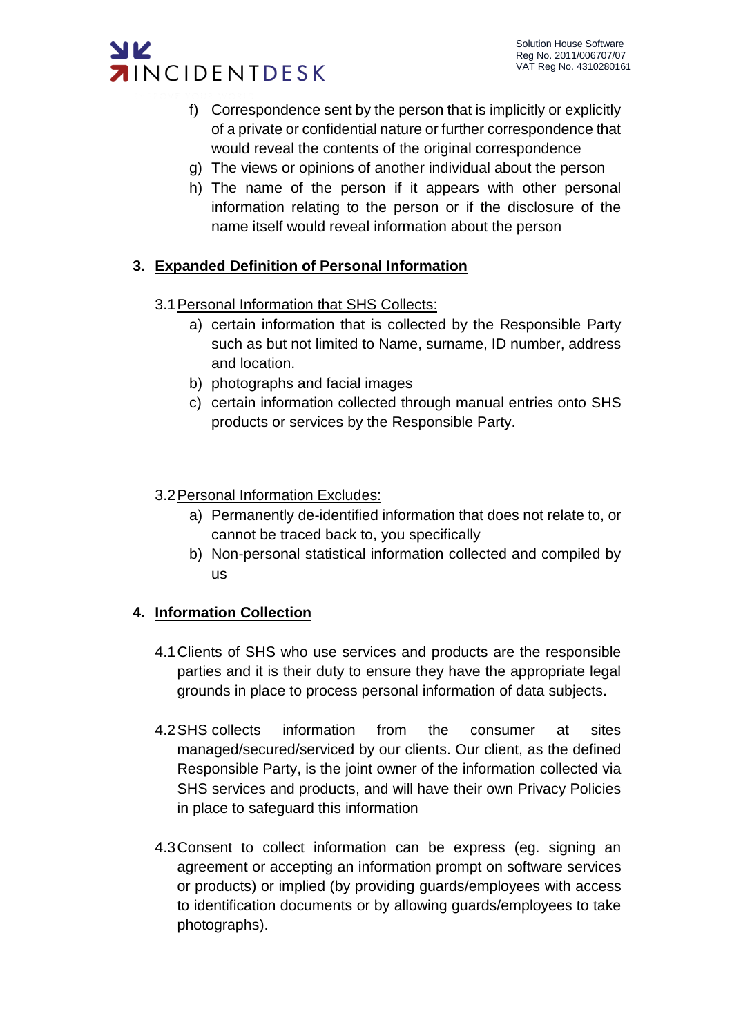f) Correspondence sent by the person that is implicitly or explicitly of a private or confidential nature or further correspondence that would reveal the contents of the original correspondence
g) The views or opinions of another individual about the person
h) The name of the person if it appears with other personal information relating to the person or if the disclosure of the name itself would reveal information about the person

## 3. Expanded Definition of Personal Information

3.1 Personal Information that SHS Collects:

a) certain information that is collected by the Responsible Party such as but not limited to Name, surname, ID number, address and location.
b) photographs and facial images
c) certain information collected through manual entries onto SHS products or services by the Responsible Party.

3.2 Personal Information Excludes:

a) Permanently de-identified information that does not relate to, or cannot be traced back to, you specifically
b) Non-personal statistical information collected and compiled by us

## 4. Information Collection

4.1 Clients of SHS who use services and products are the responsible parties and it is their duty to ensure they have the appropriate legal grounds in place to process personal information of data subjects.

4.2 SHS collects information from the consumer at sites managed/secured/serviced by our clients. Our client, as the defined Responsible Party, is the joint owner of the information collected via SHS services and products, and will have their own Privacy Policies in place to safeguard this information

4.3 Consent to collect information can be express (eg. signing an agreement or accepting an information prompt on software services or products) or implied (by providing guards/employees with access to identification documents or by allowing guards/employees to take photographs).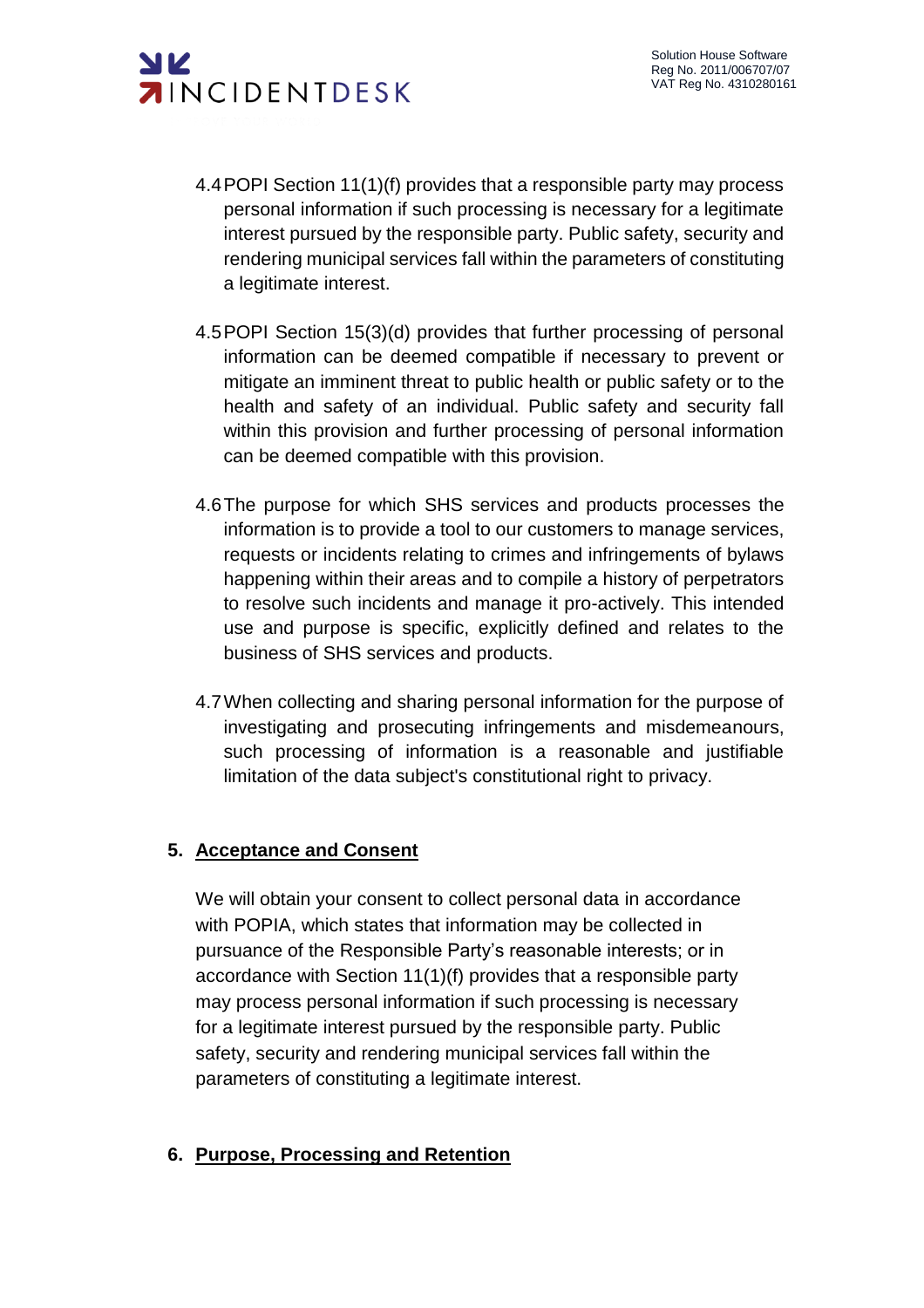4.4 POPI Section 11(1)(f) provides that a responsible party may process personal information if such processing is necessary for a legitimate interest pursued by the responsible party. Public safety, security and rendering municipal services fall within the parameters of constituting a legitimate interest.

4.5 POPI Section 15(3)(d) provides that further processing of personal information can be deemed compatible if necessary to prevent or mitigate an imminent threat to public health or public safety or to the health and safety of an individual. Public safety and security fall within this provision and further processing of personal information can be deemed compatible with this provision.

4.6 The purpose for which SHS services and products processes the information is to provide a tool to our customers to manage services, requests or incidents relating to crimes and infringements of bylaws happening within their areas and to compile a history of perpetrators to resolve such incidents and manage it pro-actively. This intended use and purpose is specific, explicitly defined and relates to the business of SHS services and products.

4.7 When collecting and sharing personal information for the purpose of investigating and prosecuting infringements and misdemeanours, such processing of information is a reasonable and justifiable limitation of the data subject's constitutional right to privacy.

## 5. Acceptance and Consent

We will obtain your consent to collect personal data in accordance with POPIA, which states that information may be collected in pursuance of the Responsible Party's reasonable interests; or in accordance with Section 11(1)(f) provides that a responsible party may process personal information if such processing is necessary for a legitimate interest pursued by the responsible party. Public safety, security and rendering municipal services fall within the parameters of constituting a legitimate interest.

## 6. Purpose, Processing and Retention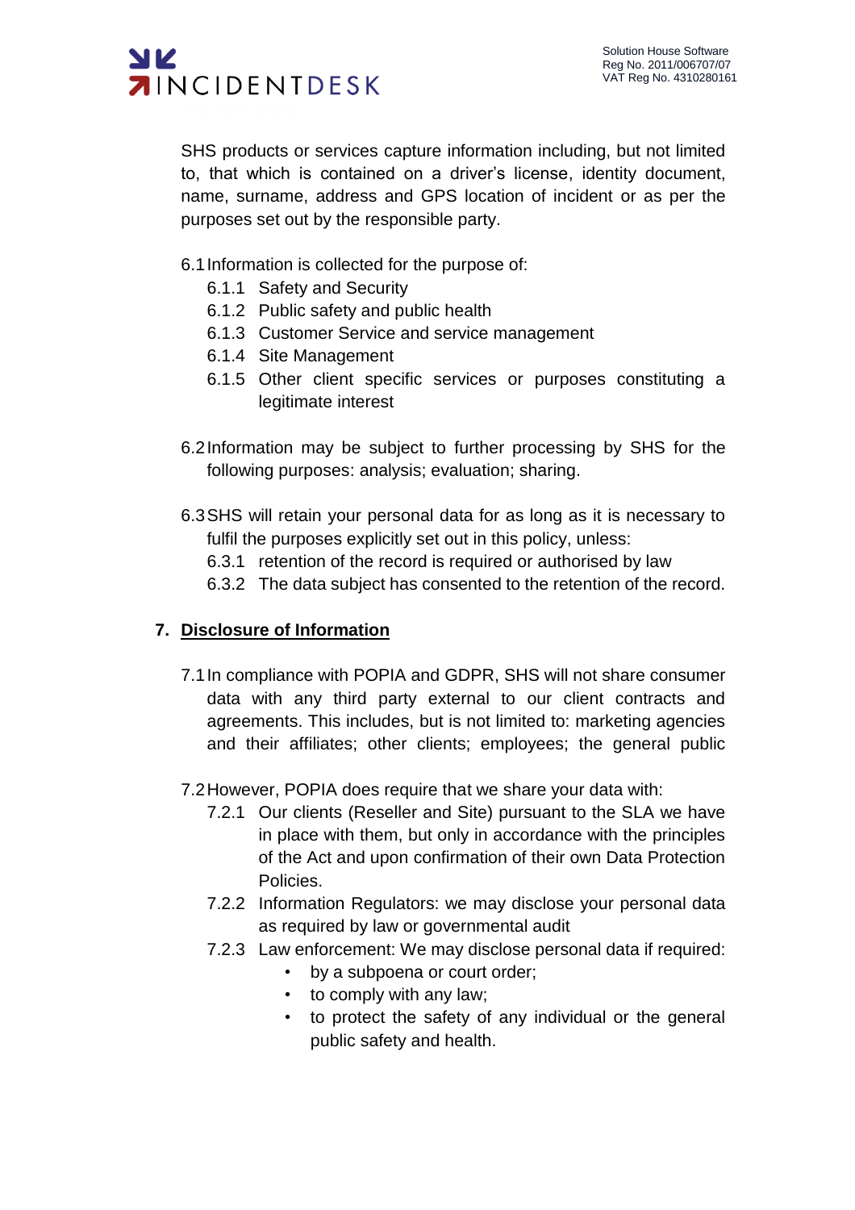SHS products or services capture information including, but not limited to, that which is contained on a driver's license, identity document, name, surname, address and GPS location of incident or as per the purposes set out by the responsible party.

6.1 Information is collected for the purpose of:
  - 6.1.1 Safety and Security
  - 6.1.2 Public safety and public health
  - 6.1.3 Customer Service and service management
  - 6.1.4 Site Management
  - 6.1.5 Other client specific services or purposes constituting a legitimate interest

6.2 Information may be subject to further processing by SHS for the following purposes: analysis; evaluation; sharing.

6.3 SHS will retain your personal data for as long as it is necessary to fulfil the purposes explicitly set out in this policy, unless:
  - 6.3.1 retention of the record is required or authorised by law
  - 6.3.2 The data subject has consented to the retention of the record.

## 7. Disclosure of Information

7.1 In compliance with POPIA and GDPR, SHS will not share consumer data with any third party external to our client contracts and agreements. This includes, but is not limited to: marketing agencies and their affiliates; other clients; employees; the general public

7.2 However, POPIA does require that we share your data with:
  - 7.2.1 Our clients (Reseller and Site) pursuant to the SLA we have in place with them, but only in accordance with the principles of the Act and upon confirmation of their own Data Protection Policies.
  - 7.2.2 Information Regulators: we may disclose your personal data as required by law or governmental audit
  - 7.2.3 Law enforcement: We may disclose personal data if required:
    - by a subpoena or court order;
    - to comply with any law;
    - to protect the safety of any individual or the general public safety and health.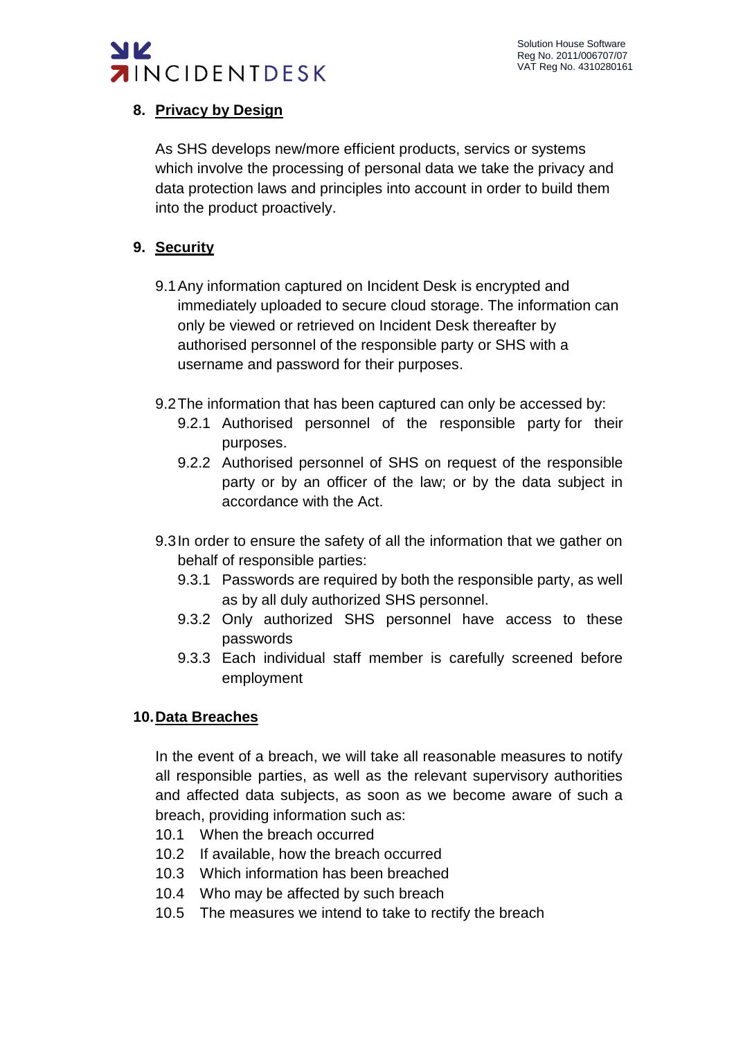## 8. Privacy by Design

As SHS develops new/more efficient products, servics or systems which involve the processing of personal data we take the privacy and data protection laws and principles into account in order to build them into the product proactively.

## 9. Security

9.1 Any information captured on Incident Desk is encrypted and immediately uploaded to secure cloud storage. The information can only be viewed or retrieved on Incident Desk thereafter by authorised personnel of the responsible party or SHS with a username and password for their purposes.

9.2 The information that has been captured can only be accessed by:

- 9.2.1 Authorised personnel of the responsible party for their purposes.
- 9.2.2 Authorised personnel of SHS on request of the responsible party or by an officer of the law; or by the data subject in accordance with the Act.

9.3 In order to ensure the safety of all the information that we gather on behalf of responsible parties:

- 9.3.1 Passwords are required by both the responsible party, as well as by all duly authorized SHS personnel.
- 9.3.2 Only authorized SHS personnel have access to these passwords
- 9.3.3 Each individual staff member is carefully screened before employment

## 10. Data Breaches

In the event of a breach, we will take all reasonable measures to notify all responsible parties, as well as the relevant supervisory authorities and affected data subjects, as soon as we become aware of such a breach, providing information such as:

- 10.1 When the breach occurred
- 10.2 If available, how the breach occurred
- 10.3 Which information has been breached
- 10.4 Who may be affected by such breach
- 10.5 The measures we intend to take to rectify the breach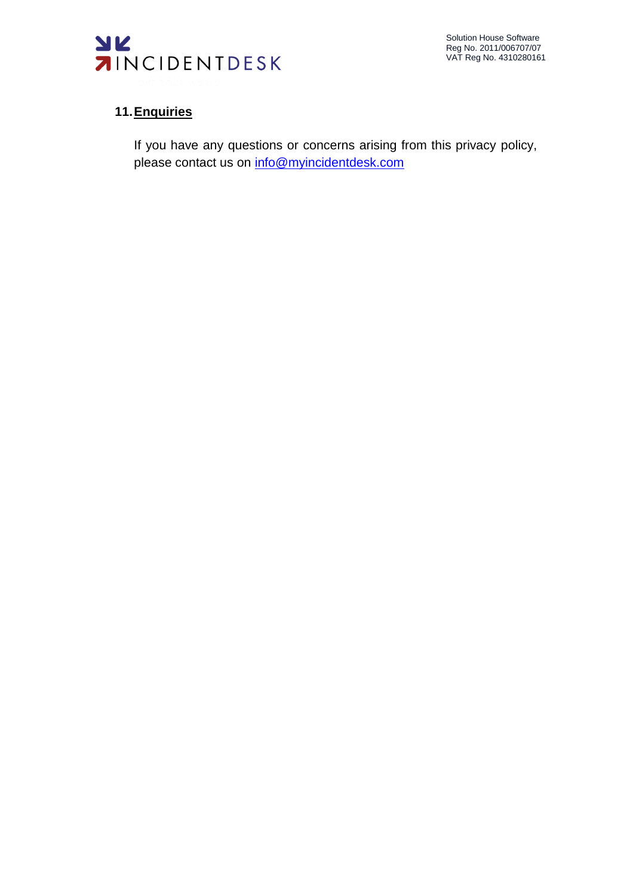## 11. Enquiries

If you have any questions or concerns arising from this privacy policy, please contact us on info@myincidentdesk.com